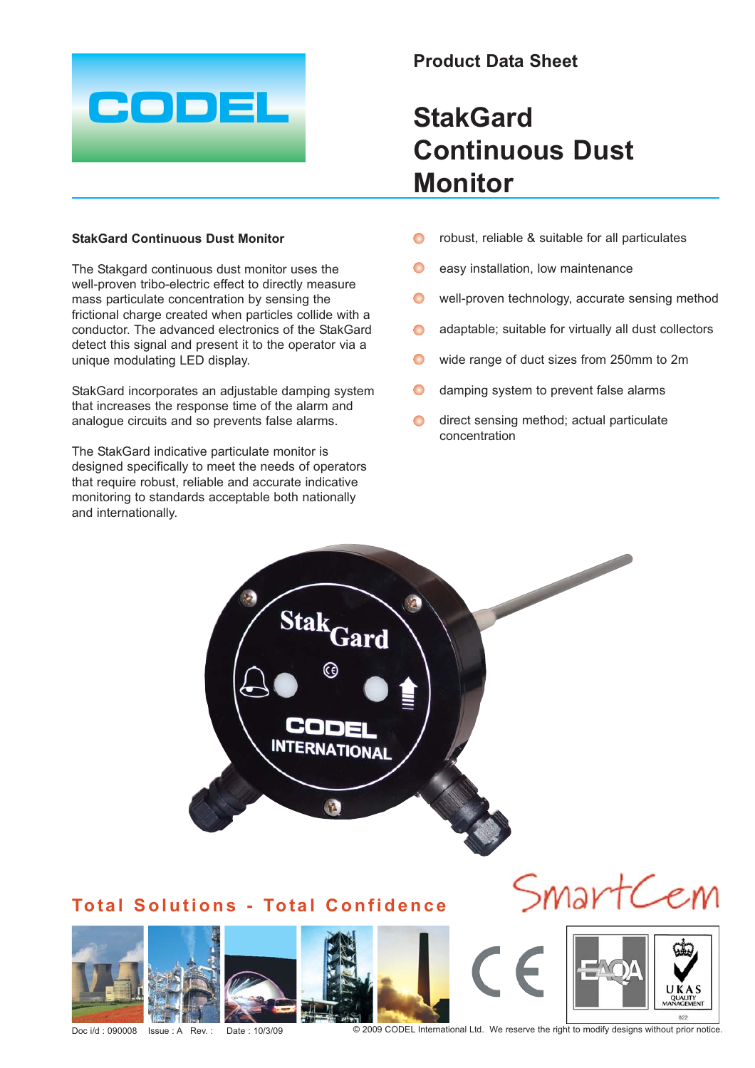CODEL

Product Data Sheet

# StakGard Continuous Dust Monitor

### StakGard Continuous Dust Monitor

The Stakgard continuous dust monitor uses the well-proven tribo-electric effect to directly measure mass particulate concentration by sensing the frictional charge created when particles collide with a conductor. The advanced electronics of the StakGard detect this signal and present it to the operator via a unique modulating LED display.

StakGard incorporates an adjustable damping system that increases the response time of the alarm and analogue circuits and so prevents false alarms.

The StakGard indicative particulate monitor is designed specifically to meet the needs of operators that require robust, reliable and accurate indicative monitoring to standards acceptable both nationally and internationally.

- robust, reliable & suitable for all particulates
- easy installation, low maintenance
- well-proven technology, accurate sensing method
- adaptable; suitable for virtually all dust collectors
- wide range of duct sizes from 250mm to 2m
- damping system to prevent false alarms
- direct sensing method; actual particulate concentration

**Total Solutions - Total Confidence**

SmartCem

Doc i/d : 090008 Issue : A Rev. : Date : 10/3/09

© 2009 CODEL International Ltd. We reserve the right to modify designs without prior notice.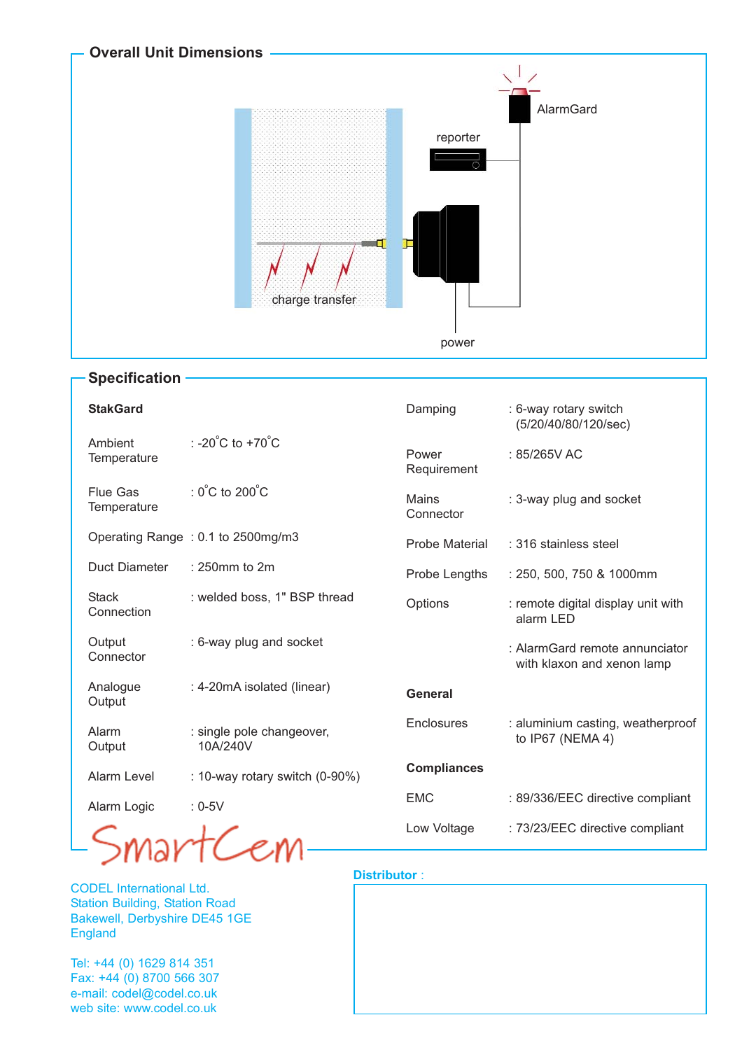## Overall Unit Dimensions

AlarmGard

reporter

charge transfer

power

## Specification

**StakGard**

| | |
|---|---|
| Ambient Temperature | : -20°C to +70°C |
| Flue Gas Temperature | : 0°C to 200°C |
| Operating Range | : 0.1 to 2500mg/m3 |
| Duct Diameter | : 250mm to 2m |
| Stack Connection | : welded boss, 1" BSP thread |
| Output Connector | : 6-way plug and socket |
| Analogue Output | : 4-20mA isolated (linear) |
| Alarm Output | : single pole changeover, 10A/240V |
| Alarm Level | : 10-way rotary switch (0-90%) |
| Alarm Logic | : 0-5V |
| Damping | : 6-way rotary switch (5/20/40/80/120/sec) |
| Power Requirement | : 85/265V AC |
| Mains Connector | : 3-way plug and socket |
| Probe Material | : 316 stainless steel |
| Probe Lengths | : 250, 500, 750 & 1000mm |
| Options | : remote digital display unit with alarm LED |
| | : AlarmGard remote annunciator with klaxon and xenon lamp |

**General**

| | |
|---|---|
| Enclosures | : aluminium casting, weatherproof to IP67 (NEMA 4) |

**Compliances**

| | |
|---|---|
| EMC | : 89/336/EEC directive compliant |
| Low Voltage | : 73/23/EEC directive compliant |

SmartCem

CODEL International Ltd.
Station Building, Station Road
Bakewell, Derbyshire DE45 1GE
England

Tel: +44 (0) 1629 814 351
Fax: +44 (0) 8700 566 307
e-mail: codel@codel.co.uk
web site: www.codel.co.uk

**Distributor** :